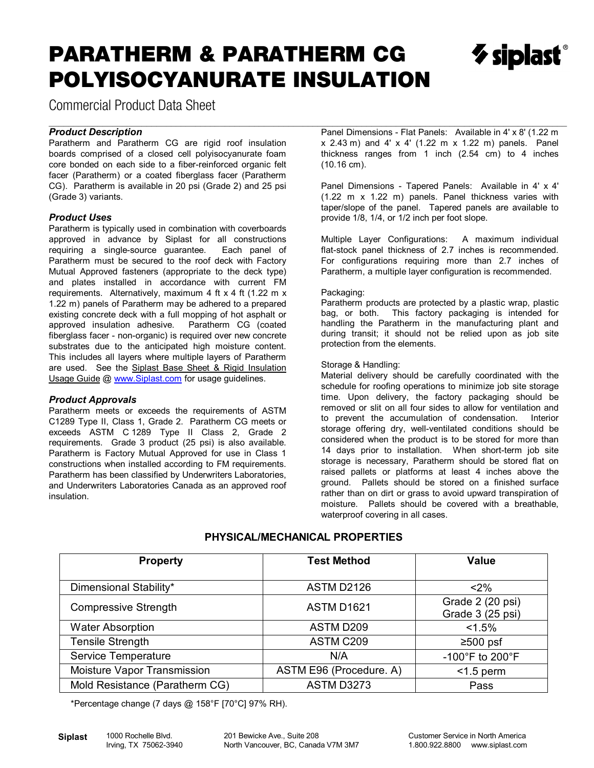# PARATHERM & PARATHERM CG POLYISOCYANURATE INSULATION

Commercial Product Data Sheet

### *Product Description*

Paratherm and Paratherm CG are rigid roof insulation boards comprised of a closed cell polyisocyanurate foam core bonded on each side to a fiber-reinforced organic felt facer (Paratherm) or a coated fiberglass facer (Paratherm CG). Paratherm is available in 20 psi (Grade 2) and 25 psi (Grade 3) variants.

### *Product Uses*

Paratherm is typically used in combination with coverboards approved in advance by Siplast for all constructions requiring a single-source guarantee. Each panel of Paratherm must be secured to the roof deck with Factory Mutual Approved fasteners (appropriate to the deck type) and plates installed in accordance with current FM requirements. Alternatively, maximum 4 ft x 4 ft (1.22 m x 1.22 m) panels of Paratherm may be adhered to a prepared existing concrete deck with a full mopping of hot asphalt or approved insulation adhesive. Paratherm CG (coated fiberglass facer - non-organic) is required over new concrete substrates due to the anticipated high moisture content. This includes all layers where multiple layers of Paratherm are used. See the Siplast Base Sheet & Rigid Insulation Usage Guide @ www.Siplast.com for usage guidelines.

### *Product Approvals*

Paratherm meets or exceeds the requirements of ASTM C1289 Type II, Class 1, Grade 2. Paratherm CG meets or exceeds ASTM C 1289 Type II Class 2, Grade 2 requirements. Grade 3 product (25 psi) is also available. Paratherm is Factory Mutual Approved for use in Class 1 constructions when installed according to FM requirements. Paratherm has been classified by Underwriters Laboratories, and Underwriters Laboratories Canada as an approved roof insulation.

Panel Dimensions - Flat Panels: Available in 4' x 8' (1.22 m x 2.43 m) and 4' x 4' (1.22 m x 1.22 m) panels. Panel thickness ranges from 1 inch (2.54 cm) to 4 inches (10.16 cm).

Panel Dimensions - Tapered Panels: Available in 4' x 4' (1.22 m x 1.22 m) panels. Panel thickness varies with taper/slope of the panel. Tapered panels are available to provide 1/8, 1/4, or 1/2 inch per foot slope.

Multiple Layer Configurations: A maximum individual flat-stock panel thickness of 2.7 inches is recommended. For configurations requiring more than 2.7 inches of Paratherm, a multiple layer configuration is recommended.

Packaging:
Paratherm products are protected by a plastic wrap, plastic bag, or both. This factory packaging is intended for handling the Paratherm in the manufacturing plant and during transit; it should not be relied upon as job site protection from the elements.

Storage & Handling:
Material delivery should be carefully coordinated with the schedule for roofing operations to minimize job site storage time. Upon delivery, the factory packaging should be removed or slit on all four sides to allow for ventilation and to prevent the accumulation of condensation. Interior storage offering dry, well-ventilated conditions should be considered when the product is to be stored for more than 14 days prior to installation. When short-term job site storage is necessary, Paratherm should be stored flat on raised pallets or platforms at least 4 inches above the ground. Pallets should be stored on a finished surface rather than on dirt or grass to avoid upward transpiration of moisture. Pallets should be covered with a breathable, waterproof covering in all cases.

## PHYSICAL/MECHANICAL PROPERTIES

| Property | Test Method | Value |
|---|---|---|
| Dimensional Stability* | ASTM D2126 | <2% |
| Compressive Strength | ASTM D1621 | Grade 2 (20 psi)<br>Grade 3 (25 psi) |
| Water Absorption | ASTM D209 | <1.5% |
| Tensile Strength | ASTM C209 | ≥500 psf |
| Service Temperature | N/A | -100°F to 200°F |
| Moisture Vapor Transmission | ASTM E96 (Procedure. A) | <1.5 perm |
| Mold Resistance (Paratherm CG) | ASTM D3273 | Pass |

*Percentage change (7 days @ 158°F [70°C] 97% RH).

**Siplast** 1000 Rochelle Blvd. Irving, TX 75062-3940 | 201 Bewicke Ave., Suite 208 North Vancouver, BC, Canada V7M 3M7 | Customer Service in North America 1.800.922.8800 www.siplast.com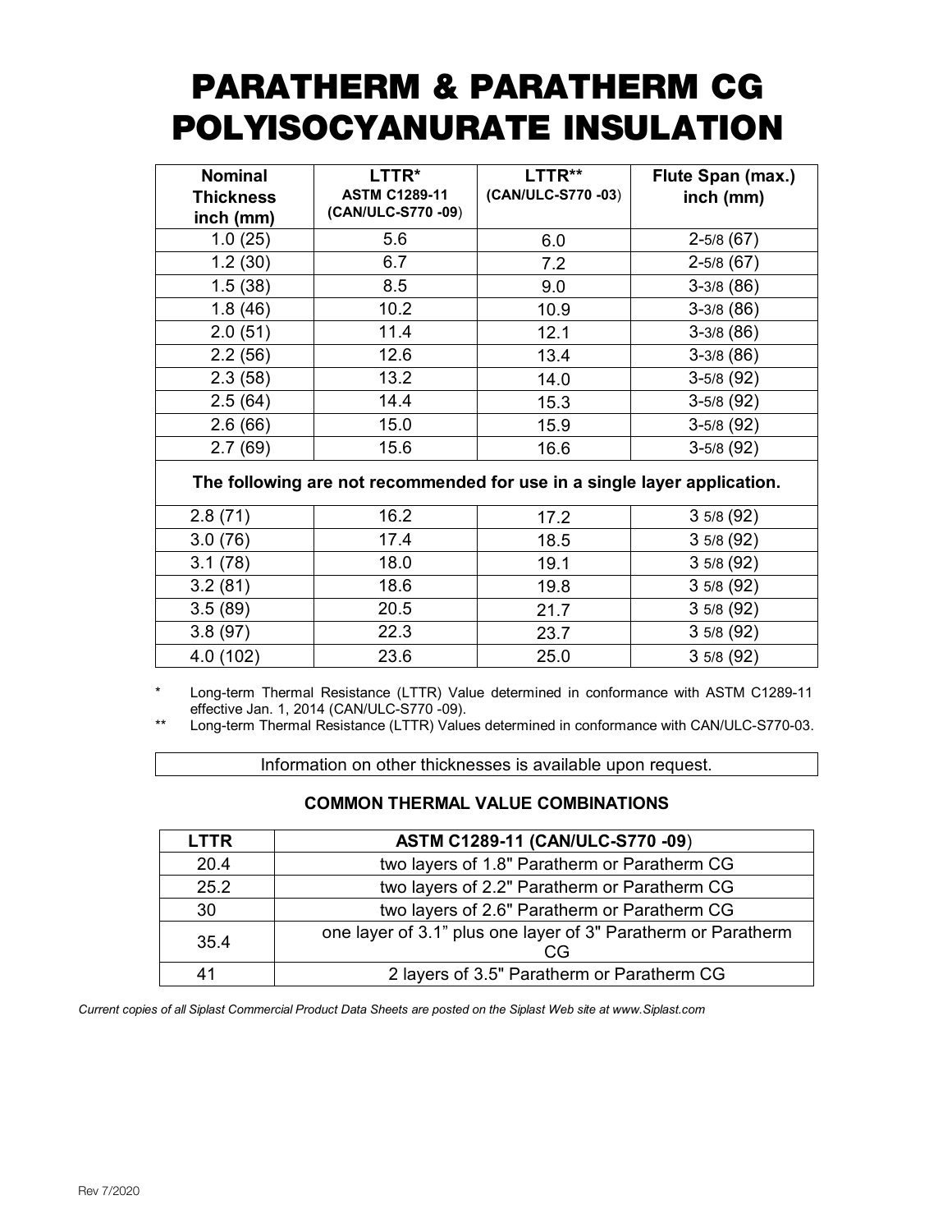# PARATHERM & PARATHERM CG POLYISOCYANURATE INSULATION

| Nominal Thickness inch (mm) | LTTR* ASTM C1289-11 (CAN/ULC-S770 -09) | LTTR** (CAN/ULC-S770 -03) | Flute Span (max.) inch (mm) |
|---|---|---|---|
| 1.0 (25) | 5.6 | 6.0 | 2-5/8 (67) |
| 1.2 (30) | 6.7 | 7.2 | 2-5/8 (67) |
| 1.5 (38) | 8.5 | 9.0 | 3-3/8 (86) |
| 1.8 (46) | 10.2 | 10.9 | 3-3/8 (86) |
| 2.0 (51) | 11.4 | 12.1 | 3-3/8 (86) |
| 2.2 (56) | 12.6 | 13.4 | 3-3/8 (86) |
| 2.3 (58) | 13.2 | 14.0 | 3-5/8 (92) |
| 2.5 (64) | 14.4 | 15.3 | 3-5/8 (92) |
| 2.6 (66) | 15.0 | 15.9 | 3-5/8 (92) |
| 2.7 (69) | 15.6 | 16.6 | 3-5/8 (92) |
| **The following are not recommended for use in a single layer application.** | | | |
| 2.8 (71) | 16.2 | 17.2 | 3 5/8 (92) |
| 3.0 (76) | 17.4 | 18.5 | 3 5/8 (92) |
| 3.1 (78) | 18.0 | 19.1 | 3 5/8 (92) |
| 3.2 (81) | 18.6 | 19.8 | 3 5/8 (92) |
| 3.5 (89) | 20.5 | 21.7 | 3 5/8 (92) |
| 3.8 (97) | 22.3 | 23.7 | 3 5/8 (92) |
| 4.0 (102) | 23.6 | 25.0 | 3 5/8 (92) |

\* Long-term Thermal Resistance (LTTR) Value determined in conformance with ASTM C1289-11 effective Jan. 1, 2014 (CAN/ULC-S770 -09).

\*\* Long-term Thermal Resistance (LTTR) Values determined in conformance with CAN/ULC-S770-03.

Information on other thicknesses is available upon request.

### COMMON THERMAL VALUE COMBINATIONS

| LTTR | ASTM C1289-11 (CAN/ULC-S770 -09) |
|---|---|
| 20.4 | two layers of 1.8" Paratherm or Paratherm CG |
| 25.2 | two layers of 2.2" Paratherm or Paratherm CG |
| 30 | two layers of 2.6" Paratherm or Paratherm CG |
| 35.4 | one layer of 3.1" plus one layer of 3" Paratherm or Paratherm CG |
| 41 | 2 layers of 3.5" Paratherm or Paratherm CG |

*Current copies of all Siplast Commercial Product Data Sheets are posted on the Siplast Web site at www.Siplast.com*

Rev 7/2020